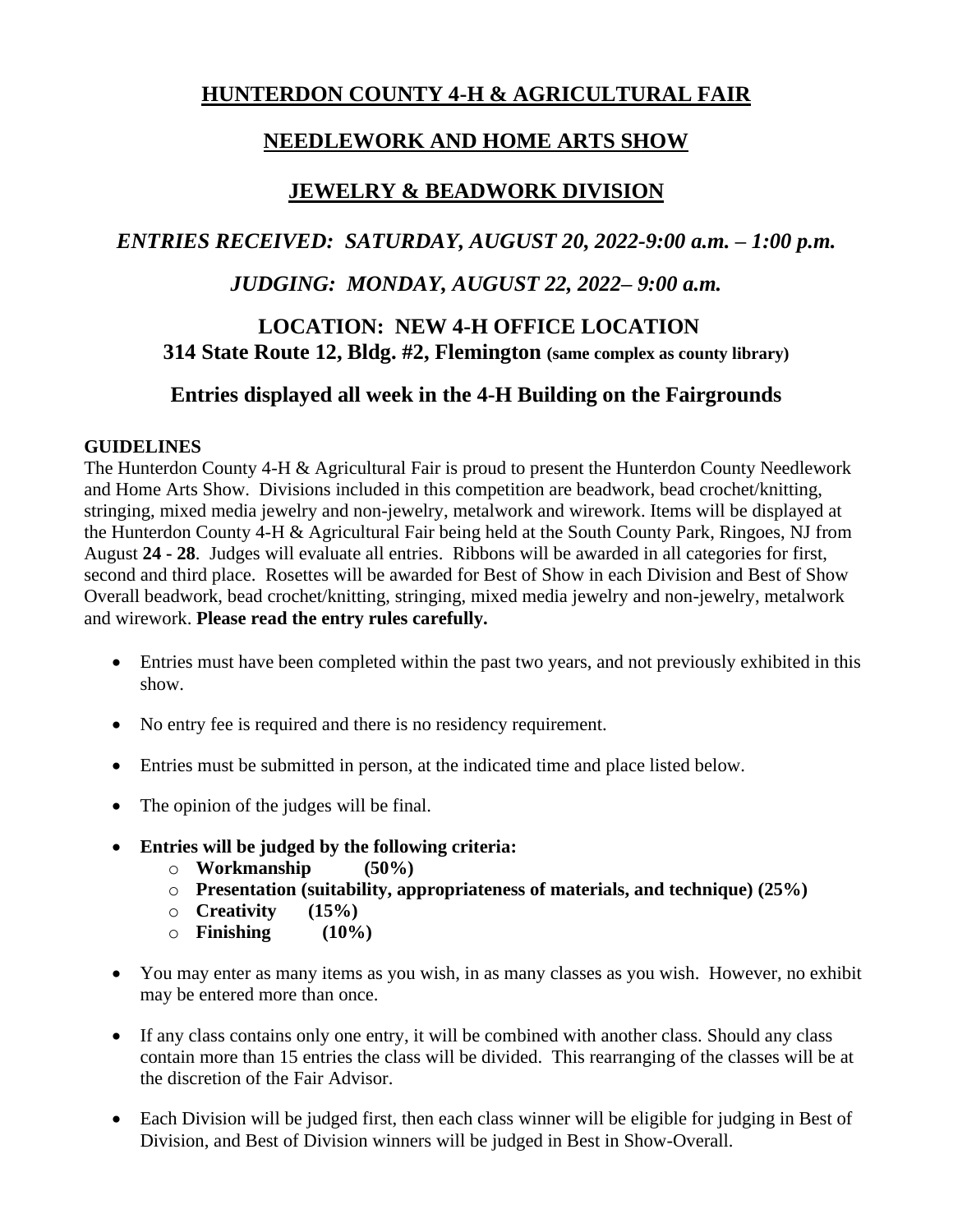# HUNTERDON COUNTY 4-H & AGRICULTURAL FAIR

## NEEDLEWORK AND HOME ARTS SHOW

## JEWELRY & BEADWORK DIVISION

### *ENTRIES RECEIVED: SATURDAY, AUGUST 20, 2022-9:00 a.m. – 1:00 p.m.*

### *JUDGING: MONDAY, AUGUST 22, 2022– 9:00 a.m.*

### LOCATION: NEW 4-H OFFICE LOCATION
**314 State Route 12, Bldg. #2, Flemington (same complex as county library)**

### Entries displayed all week in the 4-H Building on the Fairgrounds

**GUIDELINES**

The Hunterdon County 4-H & Agricultural Fair is proud to present the Hunterdon County Needlework and Home Arts Show. Divisions included in this competition are beadwork, bead crochet/knitting, stringing, mixed media jewelry and non-jewelry, metalwork and wirework. Items will be displayed at the Hunterdon County 4-H & Agricultural Fair being held at the South County Park, Ringoes, NJ from August **24 - 28**. Judges will evaluate all entries. Ribbons will be awarded in all categories for first, second and third place. Rosettes will be awarded for Best of Show in each Division and Best of Show Overall beadwork, bead crochet/knitting, stringing, mixed media jewelry and non-jewelry, metalwork and wirework. **Please read the entry rules carefully.**

- Entries must have been completed within the past two years, and not previously exhibited in this show.
- No entry fee is required and there is no residency requirement.
- Entries must be submitted in person, at the indicated time and place listed below.
- The opinion of the judges will be final.
- **Entries will be judged by the following criteria:**
  - **Workmanship (50%)**
  - **Presentation (suitability, appropriateness of materials, and technique) (25%)**
  - **Creativity (15%)**
  - **Finishing (10%)**
- You may enter as many items as you wish, in as many classes as you wish. However, no exhibit may be entered more than once.
- If any class contains only one entry, it will be combined with another class. Should any class contain more than 15 entries the class will be divided. This rearranging of the classes will be at the discretion of the Fair Advisor.
- Each Division will be judged first, then each class winner will be eligible for judging in Best of Division, and Best of Division winners will be judged in Best in Show-Overall.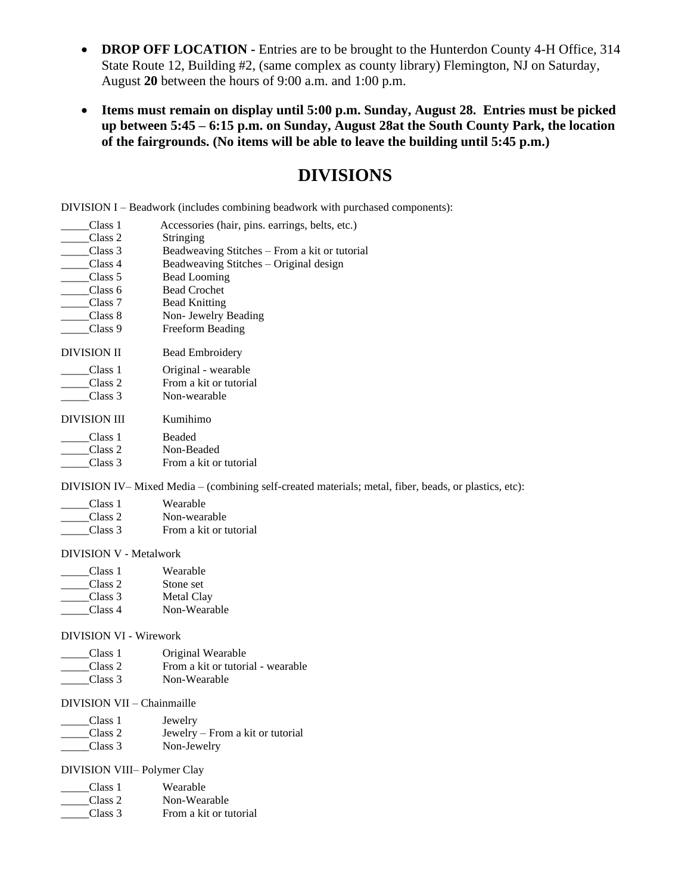- **DROP OFF LOCATION -** Entries are to be brought to the Hunterdon County 4-H Office, 314 State Route 12, Building #2, (same complex as county library) Flemington, NJ on Saturday, August **20** between the hours of 9:00 a.m. and 1:00 p.m.

- **Items must remain on display until 5:00 p.m. Sunday, August 28. Entries must be picked up between 5:45 – 6:15 p.m. on Sunday, August 28at the South County Park, the location of the fairgrounds. (No items will be able to leave the building until 5:45 p.m.)**

# DIVISIONS

DIVISION I – Beadwork (includes combining beadwork with purchased components):

_____Class 1 Accessories (hair, pins. earrings, belts, etc.)
_____Class 2 Stringing
_____Class 3 Beadweaving Stitches – From a kit or tutorial
_____Class 4 Beadweaving Stitches – Original design
_____Class 5 Bead Looming
_____Class 6 Bead Crochet
_____Class 7 Bead Knitting
_____Class 8 Non- Jewelry Beading
_____Class 9 Freeform Beading

DIVISION II Bead Embroidery

_____Class 1 Original - wearable
_____Class 2 From a kit or tutorial
_____Class 3 Non-wearable

DIVISION III Kumihimo

_____Class 1 Beaded
_____Class 2 Non-Beaded
_____Class 3 From a kit or tutorial

DIVISION IV– Mixed Media – (combining self-created materials; metal, fiber, beads, or plastics, etc):

_____Class 1 Wearable
_____Class 2 Non-wearable
_____Class 3 From a kit or tutorial

DIVISION V - Metalwork

_____Class 1 Wearable
_____Class 2 Stone set
_____Class 3 Metal Clay
_____Class 4 Non-Wearable

DIVISION VI - Wirework

_____Class 1 Original Wearable
_____Class 2 From a kit or tutorial - wearable
_____Class 3 Non-Wearable

DIVISION VII – Chainmaille

_____Class 1 Jewelry
_____Class 2 Jewelry – From a kit or tutorial
_____Class 3 Non-Jewelry

DIVISION VIII– Polymer Clay

_____Class 1 Wearable
_____Class 2 Non-Wearable
_____Class 3 From a kit or tutorial